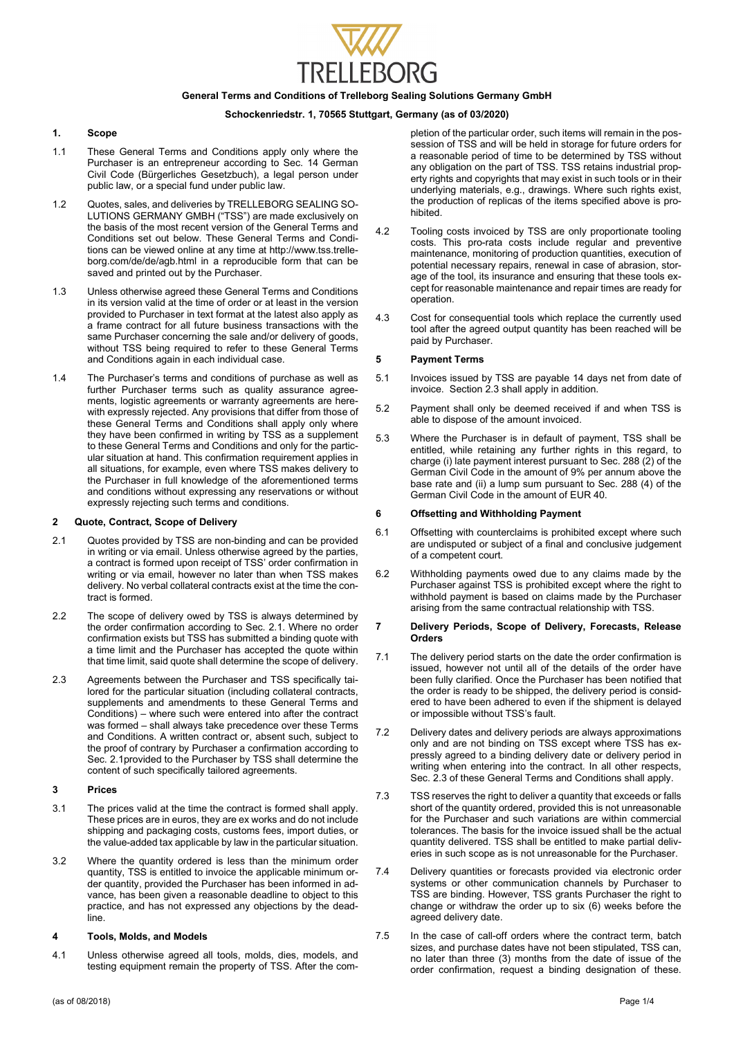**General Terms and Conditions of Trelleborg Sealing Solutions Germany GmbH**

**Schockenriedstr. 1, 70565 Stuttgart, Germany (as of 03/2020)**

## 1. Scope

1.1 These General Terms and Conditions apply only where the Purchaser is an entrepreneur according to Sec. 14 German Civil Code (Bürgerliches Gesetzbuch), a legal person under public law, or a special fund under public law.

1.2 Quotes, sales, and deliveries by TRELLEBORG SEALING SOLUTIONS GERMANY GMBH ("TSS") are made exclusively on the basis of the most recent version of the General Terms and Conditions set out below. These General Terms and Conditions can be viewed online at any time at http://www.tss.trelleborg.com/de/de/agb.html in a reproducible form that can be saved and printed out by the Purchaser.

1.3 Unless otherwise agreed these General Terms and Conditions in its version valid at the time of order or at least in the version provided to Purchaser in text format at the latest also apply as a frame contract for all future business transactions with the same Purchaser concerning the sale and/or delivery of goods, without TSS being required to refer to these General Terms and Conditions again in each individual case.

1.4 The Purchaser's terms and conditions of purchase as well as further Purchaser terms such as quality assurance agreements, logistic agreements or warranty agreements are herewith expressly rejected. Any provisions that differ from those of these General Terms and Conditions shall apply only where they have been confirmed in writing by TSS as a supplement to these General Terms and Conditions and only for the particular situation at hand. This confirmation requirement applies in all situations, for example, even where TSS makes delivery to the Purchaser in full knowledge of the aforementioned terms and conditions without expressing any reservations or without expressly rejecting such terms and conditions.

## 2 Quote, Contract, Scope of Delivery

2.1 Quotes provided by TSS are non-binding and can be provided in writing or via email. Unless otherwise agreed by the parties, a contract is formed upon receipt of TSS' order confirmation in writing or via email, however no later than when TSS makes delivery. No verbal collateral contracts exist at the time the contract is formed.

2.2 The scope of delivery owed by TSS is always determined by the order confirmation according to Sec. 2.1. Where no order confirmation exists but TSS has submitted a binding quote with a time limit and the Purchaser has accepted the quote within that time limit, said quote shall determine the scope of delivery.

2.3 Agreements between the Purchaser and TSS specifically tailored for the particular situation (including collateral contracts, supplements and amendments to these General Terms and Conditions) – where such were entered into after the contract was formed – shall always take precedence over these Terms and Conditions. A written contract or, absent such, subject to the proof of contrary by Purchaser a confirmation according to Sec. 2.1provided to the Purchaser by TSS shall determine the content of such specifically tailored agreements.

## 3 Prices

3.1 The prices valid at the time the contract is formed shall apply. These prices are in euros, they are ex works and do not include shipping and packaging costs, customs fees, import duties, or the value-added tax applicable by law in the particular situation.

3.2 Where the quantity ordered is less than the minimum order quantity, TSS is entitled to invoice the applicable minimum order quantity, provided the Purchaser has been informed in advance, has been given a reasonable deadline to object to this practice, and has not expressed any objections by the deadline.

## 4 Tools, Molds, and Models

4.1 Unless otherwise agreed all tools, molds, dies, models, and testing equipment remain the property of TSS. After the completion of the particular order, such items will remain in the possession of TSS and will be held in storage for future orders for a reasonable period of time to be determined by TSS without any obligation on the part of TSS. TSS retains industrial property rights and copyrights that may exist in such tools or in their underlying materials, e.g., drawings. Where such rights exist, the production of replicas of the items specified above is prohibited.

4.2 Tooling costs invoiced by TSS are only proportionate tooling costs. This pro-rata costs include regular and preventive maintenance, monitoring of production quantities, execution of potential necessary repairs, renewal in case of abrasion, storage of the tool, its insurance and ensuring that these tools except for reasonable maintenance and repair times are ready for operation.

4.3 Cost for consequential tools which replace the currently used tool after the agreed output quantity has been reached will be paid by Purchaser.

## 5 Payment Terms

5.1 Invoices issued by TSS are payable 14 days net from date of invoice. Section 2.3 shall apply in addition.

5.2 Payment shall only be deemed received if and when TSS is able to dispose of the amount invoiced.

5.3 Where the Purchaser is in default of payment, TSS shall be entitled, while retaining any further rights in this regard, to charge (i) late payment interest pursuant to Sec. 288 (2) of the German Civil Code in the amount of 9% per annum above the base rate and (ii) a lump sum pursuant to Sec. 288 (4) of the German Civil Code in the amount of EUR 40.

## 6 Offsetting and Withholding Payment

6.1 Offsetting with counterclaims is prohibited except where such are undisputed or subject of a final and conclusive judgement of a competent court.

6.2 Withholding payments owed due to any claims made by the Purchaser against TSS is prohibited except where the right to withhold payment is based on claims made by the Purchaser arising from the same contractual relationship with TSS.

## 7 Delivery Periods, Scope of Delivery, Forecasts, Release Orders

7.1 The delivery period starts on the date the order confirmation is issued, however not until all of the details of the order have been fully clarified. Once the Purchaser has been notified that the order is ready to be shipped, the delivery period is considered to have been adhered to even if the shipment is delayed or impossible without TSS's fault.

7.2 Delivery dates and delivery periods are always approximations only and are not binding on TSS except where TSS has expressly agreed to a binding delivery date or delivery period in writing when entering into the contract. In all other respects, Sec. 2.3 of these General Terms and Conditions shall apply.

7.3 TSS reserves the right to deliver a quantity that exceeds or falls short of the quantity ordered, provided this is not unreasonable for the Purchaser and such variations are within commercial tolerances. The basis for the invoice issued shall be the actual quantity delivered. TSS shall be entitled to make partial deliveries in such scope as is not unreasonable for the Purchaser.

7.4 Delivery quantities or forecasts provided via electronic order systems or other communication channels by Purchaser to TSS are binding. However, TSS grants Purchaser the right to change or withdraw the order up to six (6) weeks before the agreed delivery date.

7.5 In the case of call-off orders where the contract term, batch sizes, and purchase dates have not been stipulated, TSS can, no later than three (3) months from the date of issue of the order confirmation, request a binding designation of these.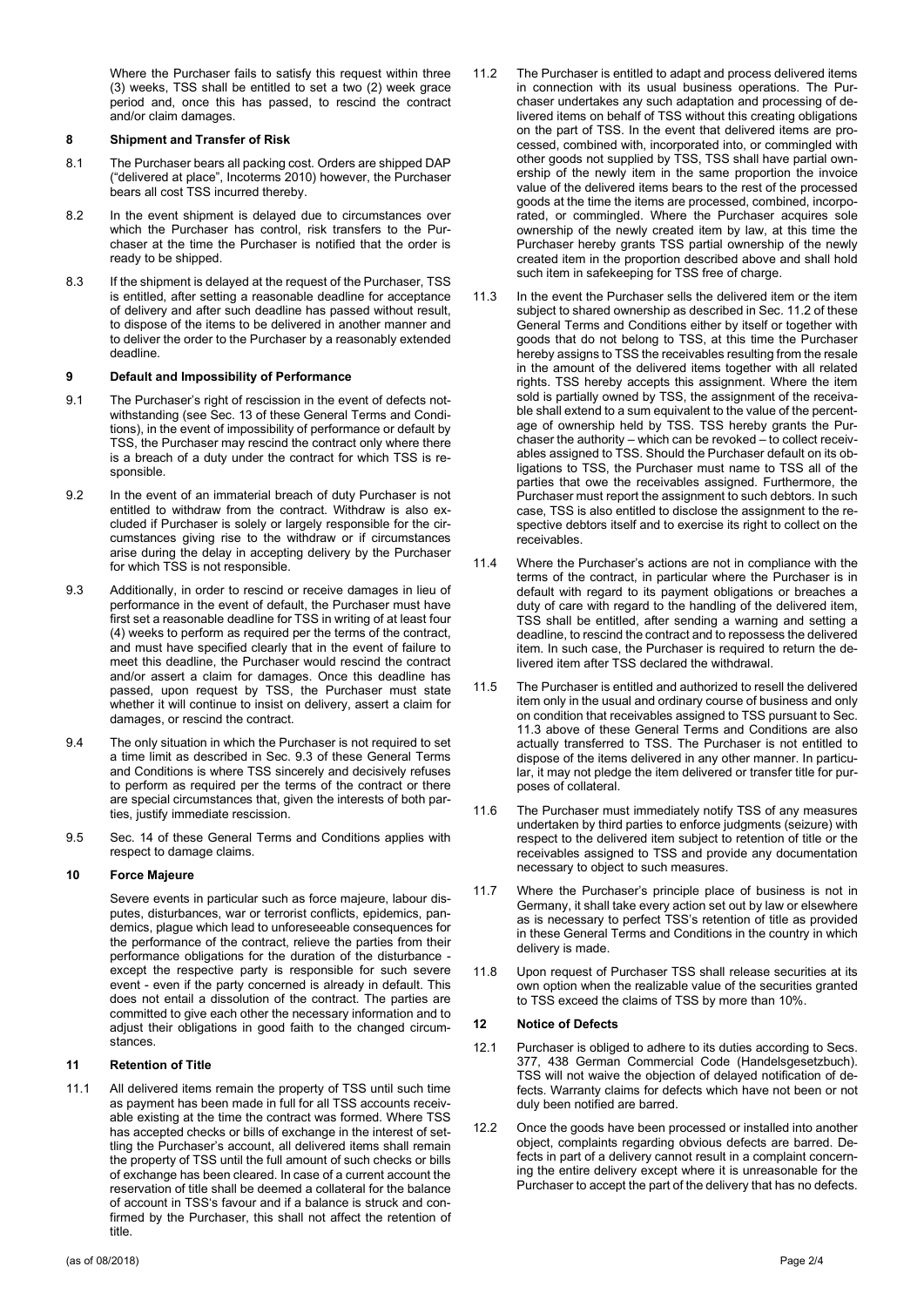Where the Purchaser fails to satisfy this request within three (3) weeks, TSS shall be entitled to set a two (2) week grace period and, once this has passed, to rescind the contract and/or claim damages.

## 8 Shipment and Transfer of Risk

8.1 The Purchaser bears all packing cost. Orders are shipped DAP ("delivered at place", Incoterms 2010) however, the Purchaser bears all cost TSS incurred thereby.

8.2 In the event shipment is delayed due to circumstances over which the Purchaser has control, risk transfers to the Purchaser at the time the Purchaser is notified that the order is ready to be shipped.

8.3 If the shipment is delayed at the request of the Purchaser, TSS is entitled, after setting a reasonable deadline for acceptance of delivery and after such deadline has passed without result, to dispose of the items to be delivered in another manner and to deliver the order to the Purchaser by a reasonably extended deadline.

## 9 Default and Impossibility of Performance

9.1 The Purchaser's right of rescission in the event of defects notwithstanding (see Sec. 13 of these General Terms and Conditions), in the event of impossibility of performance or default by TSS, the Purchaser may rescind the contract only where there is a breach of a duty under the contract for which TSS is responsible.

9.2 In the event of an immaterial breach of duty Purchaser is not entitled to withdraw from the contract. Withdraw is also excluded if Purchaser is solely or largely responsible for the circumstances giving rise to the withdraw or if circumstances arise during the delay in accepting delivery by the Purchaser for which TSS is not responsible.

9.3 Additionally, in order to rescind or receive damages in lieu of performance in the event of default, the Purchaser must have first set a reasonable deadline for TSS in writing of at least four (4) weeks to perform as required per the terms of the contract, and must have specified clearly that in the event of failure to meet this deadline, the Purchaser would rescind the contract and/or assert a claim for damages. Once this deadline has passed, upon request by TSS, the Purchaser must state whether it will continue to insist on delivery, assert a claim for damages, or rescind the contract.

9.4 The only situation in which the Purchaser is not required to set a time limit as described in Sec. 9.3 of these General Terms and Conditions is where TSS sincerely and decisively refuses to perform as required per the terms of the contract or there are special circumstances that, given the interests of both parties, justify immediate rescission.

9.5 Sec. 14 of these General Terms and Conditions applies with respect to damage claims.

## 10 Force Majeure

Severe events in particular such as force majeure, labour disputes, disturbances, war or terrorist conflicts, epidemics, pandemics, plague which lead to unforeseeable consequences for the performance of the contract, relieve the parties from their performance obligations for the duration of the disturbance - except the respective party is responsible for such severe event - even if the party concerned is already in default. This does not entail a dissolution of the contract. The parties are committed to give each other the necessary information and to adjust their obligations in good faith to the changed circumstances.

## 11 Retention of Title

11.1 All delivered items remain the property of TSS until such time as payment has been made in full for all TSS accounts receivable existing at the time the contract was formed. Where TSS has accepted checks or bills of exchange in the interest of settling the Purchaser's account, all delivered items shall remain the property of TSS until the full amount of such checks or bills of exchange has been cleared. In case of a current account the reservation of title shall be deemed a collateral for the balance of account in TSS's favour and if a balance is struck and confirmed by the Purchaser, this shall not affect the retention of title.

11.2 The Purchaser is entitled to adapt and process delivered items in connection with its usual business operations. The Purchaser undertakes any such adaptation and processing of delivered items on behalf of TSS without this creating obligations on the part of TSS. In the event that delivered items are processed, combined with, incorporated into, or commingled with other goods not supplied by TSS, TSS shall have partial ownership of the newly item in the same proportion the invoice value of the delivered items bears to the rest of the processed goods at the time the items are processed, combined, incorporated, or commingled. Where the Purchaser acquires sole ownership of the newly created item by law, at this time the Purchaser hereby grants TSS partial ownership of the newly created item in the proportion described above and shall hold such item in safekeeping for TSS free of charge.

11.3 In the event the Purchaser sells the delivered item or the item subject to shared ownership as described in Sec. 11.2 of these General Terms and Conditions either by itself or together with goods that do not belong to TSS, at this time the Purchaser hereby assigns to TSS the receivables resulting from the resale in the amount of the delivered items together with all related rights. TSS hereby accepts this assignment. Where the item sold is partially owned by TSS, the assignment of the receivable shall extend to a sum equivalent to the value of the percentage of ownership held by TSS. TSS hereby grants the Purchaser the authority – which can be revoked – to collect receivables assigned to TSS. Should the Purchaser default on its obligations to TSS, the Purchaser must name to TSS all of the parties that owe the receivables assigned. Furthermore, the Purchaser must report the assignment to such debtors. In such case, TSS is also entitled to disclose the assignment to the respective debtors itself and to exercise its right to collect on the receivables.

11.4 Where the Purchaser's actions are not in compliance with the terms of the contract, in particular where the Purchaser is in default with regard to its payment obligations or breaches a duty of care with regard to the handling of the delivered item, TSS shall be entitled, after sending a warning and setting a deadline, to rescind the contract and to repossess the delivered item. In such case, the Purchaser is required to return the delivered item after TSS declared the withdrawal.

11.5 The Purchaser is entitled and authorized to resell the delivered item only in the usual and ordinary course of business and only on condition that receivables assigned to TSS pursuant to Sec. 11.3 above of these General Terms and Conditions are also actually transferred to TSS. The Purchaser is not entitled to dispose of the items delivered in any other manner. In particular, it may not pledge the item delivered or transfer title for purposes of collateral.

11.6 The Purchaser must immediately notify TSS of any measures undertaken by third parties to enforce judgments (seizure) with respect to the delivered item subject to retention of title or the receivables assigned to TSS and provide any documentation necessary to object to such measures.

11.7 Where the Purchaser's principle place of business is not in Germany, it shall take every action set out by law or elsewhere as is necessary to perfect TSS's retention of title as provided in these General Terms and Conditions in the country in which delivery is made.

11.8 Upon request of Purchaser TSS shall release securities at its own option when the realizable value of the securities granted to TSS exceed the claims of TSS by more than 10%.

## 12 Notice of Defects

12.1 Purchaser is obliged to adhere to its duties according to Secs. 377, 438 German Commercial Code (Handelsgesetzbuch). TSS will not waive the objection of delayed notification of defects. Warranty claims for defects which have not been or not duly been notified are barred.

12.2 Once the goods have been processed or installed into another object, complaints regarding obvious defects are barred. Defects in part of a delivery cannot result in a complaint concerning the entire delivery except where it is unreasonable for the Purchaser to accept the part of the delivery that has no defects.

(as of 08/2018)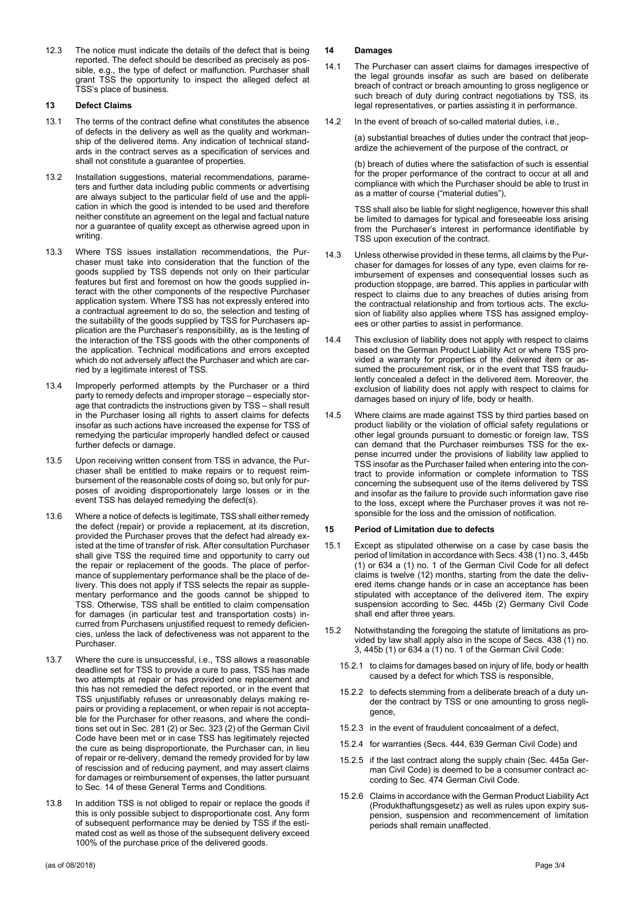12.3 The notice must indicate the details of the defect that is being reported. The defect should be described as precisely as possible, e.g., the type of defect or malfunction. Purchaser shall grant TSS the opportunity to inspect the alleged defect at TSS's place of business.

## 13 Defect Claims

13.1 The terms of the contract define what constitutes the absence of defects in the delivery as well as the quality and workmanship of the delivered items. Any indication of technical standards in the contract serves as a specification of services and shall not constitute a guarantee of properties.

13.2 Installation suggestions, material recommendations, parameters and further data including public comments or advertising are always subject to the particular field of use and the application in which the good is intended to be used and therefore neither constitute an agreement on the legal and factual nature nor a guarantee of quality except as otherwise agreed upon in writing.

13.3 Where TSS issues installation recommendations, the Purchaser must take into consideration that the function of the goods supplied by TSS depends not only on their particular features but first and foremost on how the goods supplied interact with the other components of the respective Purchaser application system. Where TSS has not expressly entered into a contractual agreement to do so, the selection and testing of the suitability of the goods supplied by TSS for Purchasers application are the Purchaser's responsibility, as is the testing of the interaction of the TSS goods with the other components of the application. Technical modifications and errors excepted which do not adversely affect the Purchaser and which are carried by a legitimate interest of TSS.

13.4 Improperly performed attempts by the Purchaser or a third party to remedy defects and improper storage – especially storage that contradicts the instructions given by TSS – shall result in the Purchaser losing all rights to assert claims for defects insofar as such actions have increased the expense for TSS of remedying the particular improperly handled defect or caused further defects or damage.

13.5 Upon receiving written consent from TSS in advance, the Purchaser shall be entitled to make repairs or to request reimbursement of the reasonable costs of doing so, but only for purposes of avoiding disproportionately large losses or in the event TSS has delayed remedying the defect(s).

13.6 Where a notice of defects is legitimate, TSS shall either remedy the defect (repair) or provide a replacement, at its discretion, provided the Purchaser proves that the defect had already existed at the time of transfer of risk. After consultation Purchaser shall give TSS the required time and opportunity to carry out the repair or replacement of the goods. The place of performance of supplementary performance shall be the place of delivery. This does not apply if TSS selects the repair as supplementary performance and the goods cannot be shipped to TSS. Otherwise, TSS shall be entitled to claim compensation for damages (in particular test and transportation costs) incurred from Purchasers unjustified request to remedy deficiencies, unless the lack of defectiveness was not apparent to the Purchaser.

13.7 Where the cure is unsuccessful, i.e., TSS allows a reasonable deadline set for TSS to provide a cure to pass, TSS has made two attempts at repair or has provided one replacement and this has not remedied the defect reported, or in the event that TSS unjustifiably refuses or unreasonably delays making repairs or providing a replacement, or when repair is not acceptable for the Purchaser for other reasons, and where the conditions set out in Sec. 281 (2) or Sec. 323 (2) of the German Civil Code have been met or in case TSS has legitimately rejected the cure as being disproportionate, the Purchaser can, in lieu of repair or re-delivery, demand the remedy provided for by law of rescission and of reducing payment, and may assert claims for damages or reimbursement of expenses, the latter pursuant to Sec. 14 of these General Terms and Conditions.

13.8 In addition TSS is not obliged to repair or replace the goods if this is only possible subject to disproportionate cost. Any form of subsequent performance may be denied by TSS if the estimated cost as well as those of the subsequent delivery exceed 100% of the purchase price of the delivered goods.

## 14 Damages

14.1 The Purchaser can assert claims for damages irrespective of the legal grounds insofar as such are based on deliberate breach of contract or breach amounting to gross negligence or such breach of duty during contract negotiations by TSS, its legal representatives, or parties assisting it in performance.

14.2 In the event of breach of so-called material duties, i.e.,

(a) substantial breaches of duties under the contract that jeopardize the achievement of the purpose of the contract, or

(b) breach of duties where the satisfaction of such is essential for the proper performance of the contract to occur at all and compliance with which the Purchaser should be able to trust in as a matter of course ("material duties"),

TSS shall also be liable for slight negligence, however this shall be limited to damages for typical and foreseeable loss arising from the Purchaser's interest in performance identifiable by TSS upon execution of the contract.

14.3 Unless otherwise provided in these terms, all claims by the Purchaser for damages for losses of any type, even claims for reimbursement of expenses and consequential losses such as production stoppage, are barred. This applies in particular with respect to claims due to any breaches of duties arising from the contractual relationship and from tortious acts. The exclusion of liability also applies where TSS has assigned employees or other parties to assist in performance.

14.4 This exclusion of liability does not apply with respect to claims based on the German Product Liability Act or where TSS provided a warranty for properties of the delivered item or assumed the procurement risk, or in the event that TSS fraudulently concealed a defect in the delivered item. Moreover, the exclusion of liability does not apply with respect to claims for damages based on injury of life, body or health.

14.5 Where claims are made against TSS by third parties based on product liability or the violation of official safety regulations or other legal grounds pursuant to domestic or foreign law, TSS can demand that the Purchaser reimburses TSS for the expense incurred under the provisions of liability law applied to TSS insofar as the Purchaser failed when entering into the contract to provide information or complete information to TSS concerning the subsequent use of the items delivered by TSS and insofar as the failure to provide such information gave rise to the loss, except where the Purchaser proves it was not responsible for the loss and the omission of notification.

## 15 Period of Limitation due to defects

15.1 Except as stipulated otherwise on a case by case basis the period of limitation in accordance with Secs. 438 (1) no. 3, 445b (1) or 634 a (1) no. 1 of the German Civil Code for all defect claims is twelve (12) months, starting from the date the delivered items change hands or in case an acceptance has been stipulated with acceptance of the delivered item. The expiry suspension according to Sec. 445b (2) Germany Civil Code shall end after three years.

15.2 Notwithstanding the foregoing the statute of limitations as provided by law shall apply also in the scope of Secs. 438 (1) no. 3, 445b (1) or 634 a (1) no. 1 of the German Civil Code:

15.2.1 to claims for damages based on injury of life, body or health caused by a defect for which TSS is responsible,

15.2.2 to defects stemming from a deliberate breach of a duty under the contract by TSS or one amounting to gross negligence,

15.2.3 in the event of fraudulent concealment of a defect,

15.2.4 for warranties (Secs. 444, 639 German Civil Code) and

15.2.5 if the last contract along the supply chain (Sec. 445a German Civil Code) is deemed to be a consumer contract according to Sec. 474 German Civil Code.

15.2.6 Claims in accordance with the German Product Liability Act (Produkthaftungsgesetz) as well as rules upon expiry suspension, suspension and recommencement of limitation periods shall remain unaffected.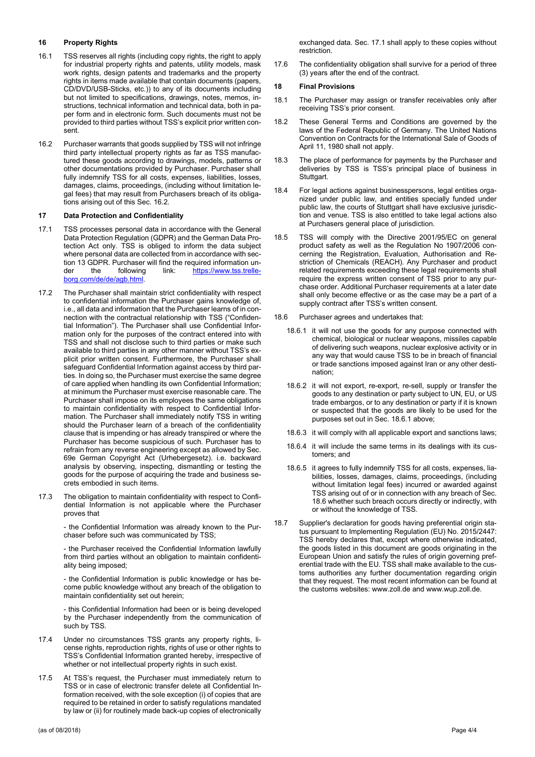## 16 Property Rights

16.1 TSS reserves all rights (including copy rights, the right to apply for industrial property rights and patents, utility models, mask work rights, design patents and trademarks and the property rights in items made available that contain documents (papers, CD/DVD/USB-Sticks, etc.)) to any of its documents including but not limited to specifications, drawings, notes, memos, instructions, technical information and technical data, both in paper form and in electronic form. Such documents must not be provided to third parties without TSS's explicit prior written consent.

16.2 Purchaser warrants that goods supplied by TSS will not infringe third party intellectual property rights as far as TSS manufactured these goods according to drawings, models, patterns or other documentations provided by Purchaser. Purchaser shall fully indemnify TSS for all costs, expenses, liabilities, losses, damages, claims, proceedings, (including without limitation legal fees) that may result from Purchasers breach of its obligations arising out of this Sec. 16.2.

## 17 Data Protection and Confidentiality

17.1 TSS processes personal data in accordance with the General Data Protection Regulation (GDPR) and the German Data Protection Act only. TSS is obliged to inform the data subject where personal data are collected from in accordance with section 13 GDPR. Purchaser will find the required information under the following link: https://www.tss.trelleborg.com/de/de/agb.html.

17.2 The Purchaser shall maintain strict confidentiality with respect to confidential information the Purchaser gains knowledge of, i.e., all data and information that the Purchaser learns of in connection with the contractual relationship with TSS ("Confidential Information"). The Purchaser shall use Confidential Information only for the purposes of the contract entered into with TSS and shall not disclose such to third parties or make such available to third parties in any other manner without TSS's explicit prior written consent. Furthermore, the Purchaser shall safeguard Confidential Information against access by third parties. In doing so, the Purchaser must exercise the same degree of care applied when handling its own Confidential Information; at minimum the Purchaser must exercise reasonable care. The Purchaser shall impose on its employees the same obligations to maintain confidentiality with respect to Confidential Information. The Purchaser shall immediately notify TSS in writing should the Purchaser learn of a breach of the confidentiality clause that is impending or has already transpired or where the Purchaser has become suspicious of such. Purchaser has to refrain from any reverse engineering except as allowed by Sec. 69e German Copyright Act (Urhebergesetz). i.e. backward analysis by observing, inspecting, dismantling or testing the goods for the purpose of acquiring the trade and business secrets embodied in such items.

17.3 The obligation to maintain confidentiality with respect to Confidential Information is not applicable where the Purchaser proves that

- the Confidential Information was already known to the Purchaser before such was communicated by TSS;

- the Purchaser received the Confidential Information lawfully from third parties without an obligation to maintain confidentiality being imposed;

- the Confidential Information is public knowledge or has become public knowledge without any breach of the obligation to maintain confidentiality set out herein;

- this Confidential Information had been or is being developed by the Purchaser independently from the communication of such by TSS.

17.4 Under no circumstances TSS grants any property rights, license rights, reproduction rights, rights of use or other rights to TSS's Confidential Information granted hereby, irrespective of whether or not intellectual property rights in such exist.

17.5 At TSS's request, the Purchaser must immediately return to TSS or in case of electronic transfer delete all Confidential Information received, with the sole exception (i) of copies that are required to be retained in order to satisfy regulations mandated by law or (ii) for routinely made back-up copies of electronically exchanged data. Sec. 17.1 shall apply to these copies without restriction.

17.6 The confidentiality obligation shall survive for a period of three (3) years after the end of the contract.

## 18 Final Provisions

18.1 The Purchaser may assign or transfer receivables only after receiving TSS's prior consent.

18.2 These General Terms and Conditions are governed by the laws of the Federal Republic of Germany. The United Nations Convention on Contracts for the International Sale of Goods of April 11, 1980 shall not apply.

18.3 The place of performance for payments by the Purchaser and deliveries by TSS is TSS's principal place of business in Stuttgart.

18.4 For legal actions against businesspersons, legal entities organized under public law, and entities specially funded under public law, the courts of Stuttgart shall have exclusive jurisdiction and venue. TSS is also entitled to take legal actions also at Purchasers general place of jurisdiction.

18.5 TSS will comply with the Directive 2001/95/EC on general product safety as well as the Regulation No 1907/2006 concerning the Registration, Evaluation, Authorisation and Restriction of Chemicals (REACH). Any Purchaser and product related requirements exceeding these legal requirements shall require the express written consent of TSS prior to any purchase order. Additional Purchaser requirements at a later date shall only become effective or as the case may be a part of a supply contract after TSS's written consent.

18.6 Purchaser agrees and undertakes that:

18.6.1 it will not use the goods for any purpose connected with chemical, biological or nuclear weapons, missiles capable of delivering such weapons, nuclear explosive activity or in any way that would cause TSS to be in breach of financial or trade sanctions imposed against Iran or any other destination;

18.6.2 it will not export, re-export, re-sell, supply or transfer the goods to any destination or party subject to UN, EU, or US trade embargos, or to any destination or party if it is known or suspected that the goods are likely to be used for the purposes set out in Sec. 18.6.1 above;

18.6.3 it will comply with all applicable export and sanctions laws;

18.6.4 it will include the same terms in its dealings with its customers; and

18.6.5 it agrees to fully indemnify TSS for all costs, expenses, liabilities, losses, damages, claims, proceedings, (including without limitation legal fees) incurred or awarded against TSS arising out of or in connection with any breach of Sec. 18.6 whether such breach occurs directly or indirectly, with or without the knowledge of TSS.

18.7 Supplier's declaration for goods having preferential origin status pursuant to Implementing Regulation (EU) No. 2015/2447: TSS hereby declares that, except where otherwise indicated, the goods listed in this document are goods originating in the European Union and satisfy the rules of origin governing preferential trade with the EU. TSS shall make available to the customs authorities any further documentation regarding origin that they request. The most recent information can be found at the customs websites: www.zoll.de and www.wup.zoll.de.

(as of 08/2018)